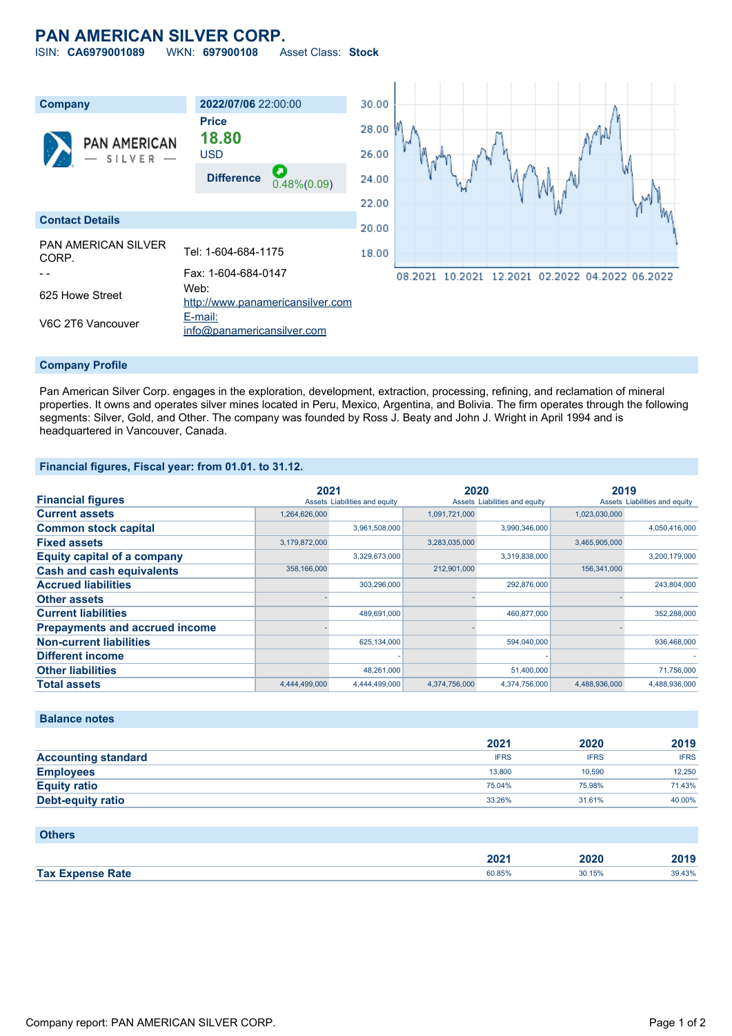# PAN AMERICAN SILVER CORP.

ISIN: **CA6979001089** WKN: **697900108** Asset Class: **Stock**

## Company

| 2022/07/06 22:00:00 | |
|---|---|
| Price | **18.80** USD |
| Difference | 0.48%(0.09) |

## Contact Details

| | |
|---|---|
| PAN AMERICAN SILVER CORP. | Tel: 1-604-684-1175 |
| - - | Fax: 1-604-684-0147 |
| 625 Howe Street | Web: http://www.panamericansilver.com |
| V6C 2T6 Vancouver | E-mail: info@panamericansilver.com |

## Company Profile

Pan American Silver Corp. engages in the exploration, development, extraction, processing, refining, and reclamation of mineral properties. It owns and operates silver mines located in Peru, Mexico, Argentina, and Bolivia. The firm operates through the following segments: Silver, Gold, and Other. The company was founded by Ross J. Beaty and John J. Wright in April 1994 and is headquartered in Vancouver, Canada.

## Financial figures, Fiscal year: from 01.01. to 31.12.

| Financial figures | 2021 | | 2020 | | 2019 | |
|---|---|---|---|---|---|---|
| | Assets | Liabilities and equity | Assets | Liabilities and equity | Assets | Liabilities and equity |
| Current assets | 1,264,626,000 | | 1,091,721,000 | | 1,023,030,000 | |
| Common stock capital | | 3,961,508,000 | | 3,990,346,000 | | 4,050,416,000 |
| Fixed assets | 3,179,872,000 | | 3,283,035,000 | | 3,465,905,000 | |
| Equity capital of a company | | 3,329,673,000 | | 3,319,838,000 | | 3,200,179,000 |
| Cash and cash equivalents | 358,166,000 | | 212,901,000 | | 156,341,000 | |
| Accrued liabilities | | 303,296,000 | | 292,876,000 | | 243,804,000 |
| Other assets | - | | - | | - | |
| Current liabilities | | 489,691,000 | | 460,877,000 | | 352,288,000 |
| Prepayments and accrued income | - | | - | | - | |
| Non-current liabilities | | 625,134,000 | | 594,040,000 | | 936,468,000 |
| Different income | | - | | - | | - |
| Other liabilities | | 48,261,000 | | 51,400,000 | | 71,756,000 |
| Total assets | 4,444,499,000 | 4,444,499,000 | 4,374,756,000 | 4,374,756,000 | 4,488,936,000 | 4,488,936,000 |

## Balance notes

| | 2021 | 2020 | 2019 |
|---|---|---|---|
| Accounting standard | IFRS | IFRS | IFRS |
| Employees | 13,800 | 10,590 | 12,250 |
| Equity ratio | 75.04% | 75.98% | 71.43% |
| Debt-equity ratio | 33.26% | 31.61% | 40.00% |

## Others

| | 2021 | 2020 | 2019 |
|---|---|---|---|
| Tax Expense Rate | 60.85% | 30.15% | 39.43% |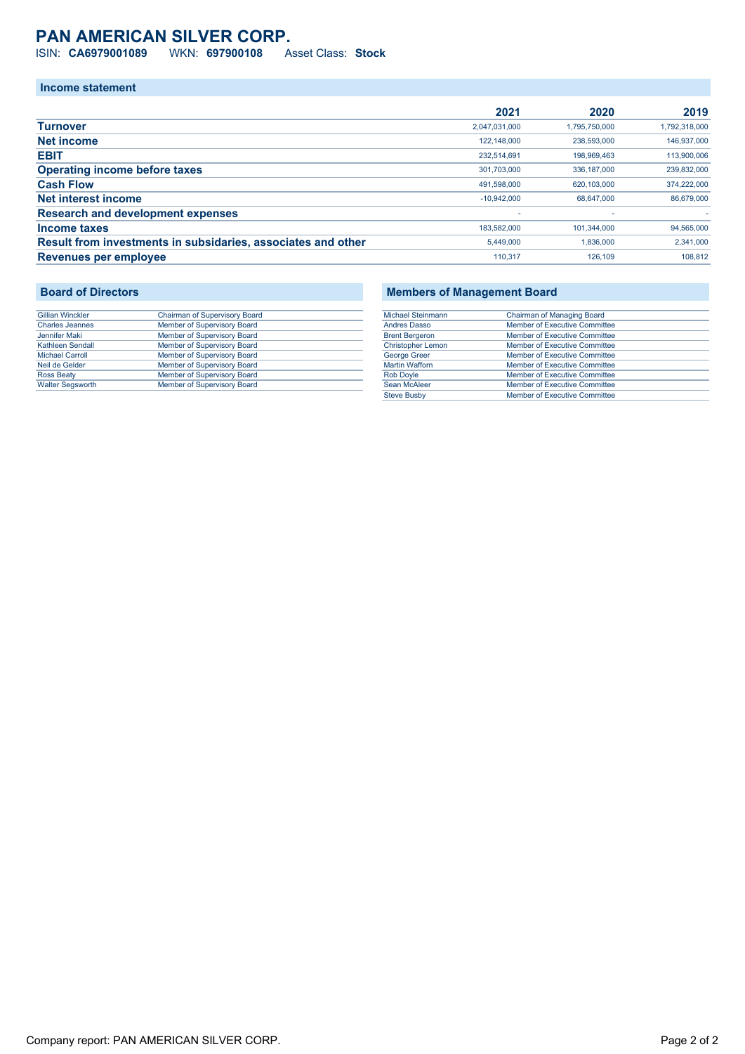# PAN AMERICAN SILVER CORP.

ISIN: **CA6979001089** WKN: **697900108** Asset Class: **Stock**

## Income statement

| | 2021 | 2020 | 2019 |
|---|---|---|---|
| **Turnover** | 2,047,031,000 | 1,795,750,000 | 1,792,318,000 |
| **Net income** | 122,148,000 | 238,593,000 | 146,937,000 |
| **EBIT** | 232,514,691 | 198,969,463 | 113,900,006 |
| **Operating income before taxes** | 301,703,000 | 336,187,000 | 239,832,000 |
| **Cash Flow** | 491,598,000 | 620,103,000 | 374,222,000 |
| **Net interest income** | -10,942,000 | 68,647,000 | 86,679,000 |
| **Research and development expenses** | - | - | - |
| **Income taxes** | 183,582,000 | 101,344,000 | 94,565,000 |
| **Result from investments in subsidaries, associates and other** | 5,449,000 | 1,836,000 | 2,341,000 |
| **Revenues per employee** | 110,317 | 126,109 | 108,812 |

## Board of Directors

| | |
|---|---|
| Gillian Winckler | Chairman of Supervisory Board |
| Charles Jeannes | Member of Supervisory Board |
| Jennifer Maki | Member of Supervisory Board |
| Kathleen Sendall | Member of Supervisory Board |
| Michael Carroll | Member of Supervisory Board |
| Neil de Gelder | Member of Supervisory Board |
| Ross Beaty | Member of Supervisory Board |
| Walter Segsworth | Member of Supervisory Board |

## Members of Management Board

| | |
|---|---|
| Michael Steinmann | Chairman of Managing Board |
| Andres Dasso | Member of Executive Committee |
| Brent Bergeron | Member of Executive Committee |
| Christopher Lemon | Member of Executive Committee |
| George Greer | Member of Executive Committee |
| Martin Wafforn | Member of Executive Committee |
| Rob Doyle | Member of Executive Committee |
| Sean McAleer | Member of Executive Committee |
| Steve Busby | Member of Executive Committee |